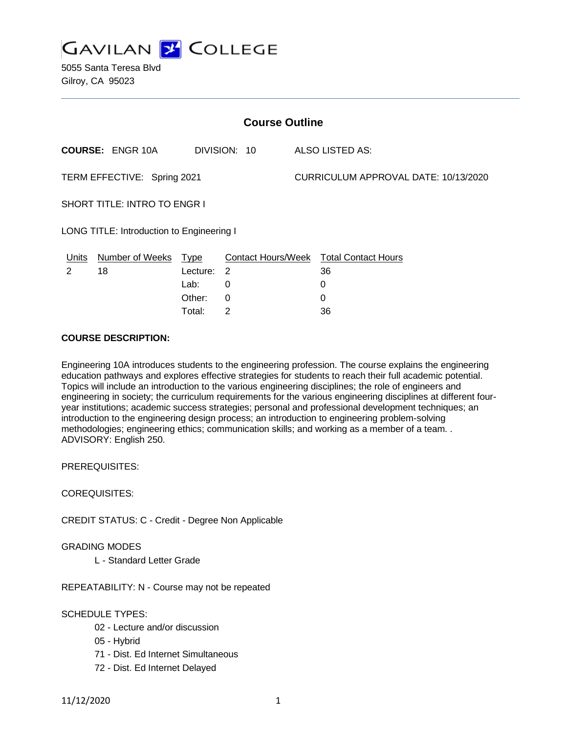# GAVILAN COLLEGE

5055 Santa Teresa Blvd
Gilroy, CA 95023

---

## Course Outline

**COURSE:** ENGR 10A DIVISION: 10 ALSO LISTED AS:

TERM EFFECTIVE: Spring 2021 CURRICULUM APPROVAL DATE: 10/13/2020

SHORT TITLE: INTRO TO ENGR I

LONG TITLE: Introduction to Engineering I

| Units | Number of Weeks | Type | Contact Hours/Week | Total Contact Hours |
|---|---|---|---|---|
| 2 | 18 | Lecture: | 2 | 36 |
| | | Lab: | 0 | 0 |
| | | Other: | 0 | 0 |
| | | Total: | 2 | 36 |

**COURSE DESCRIPTION:**

Engineering 10A introduces students to the engineering profession. The course explains the engineering education pathways and explores effective strategies for students to reach their full academic potential. Topics will include an introduction to the various engineering disciplines; the role of engineers and engineering in society; the curriculum requirements for the various engineering disciplines at different four-year institutions; academic success strategies; personal and professional development techniques; an introduction to the engineering design process; an introduction to engineering problem-solving methodologies; engineering ethics; communication skills; and working as a member of a team. . ADVISORY: English 250.

PREREQUISITES:

COREQUISITES:

CREDIT STATUS: C - Credit - Degree Non Applicable

GRADING MODES

L - Standard Letter Grade

REPEATABILITY: N - Course may not be repeated

SCHEDULE TYPES:

02 - Lecture and/or discussion
05 - Hybrid
71 - Dist. Ed Internet Simultaneous
72 - Dist. Ed Internet Delayed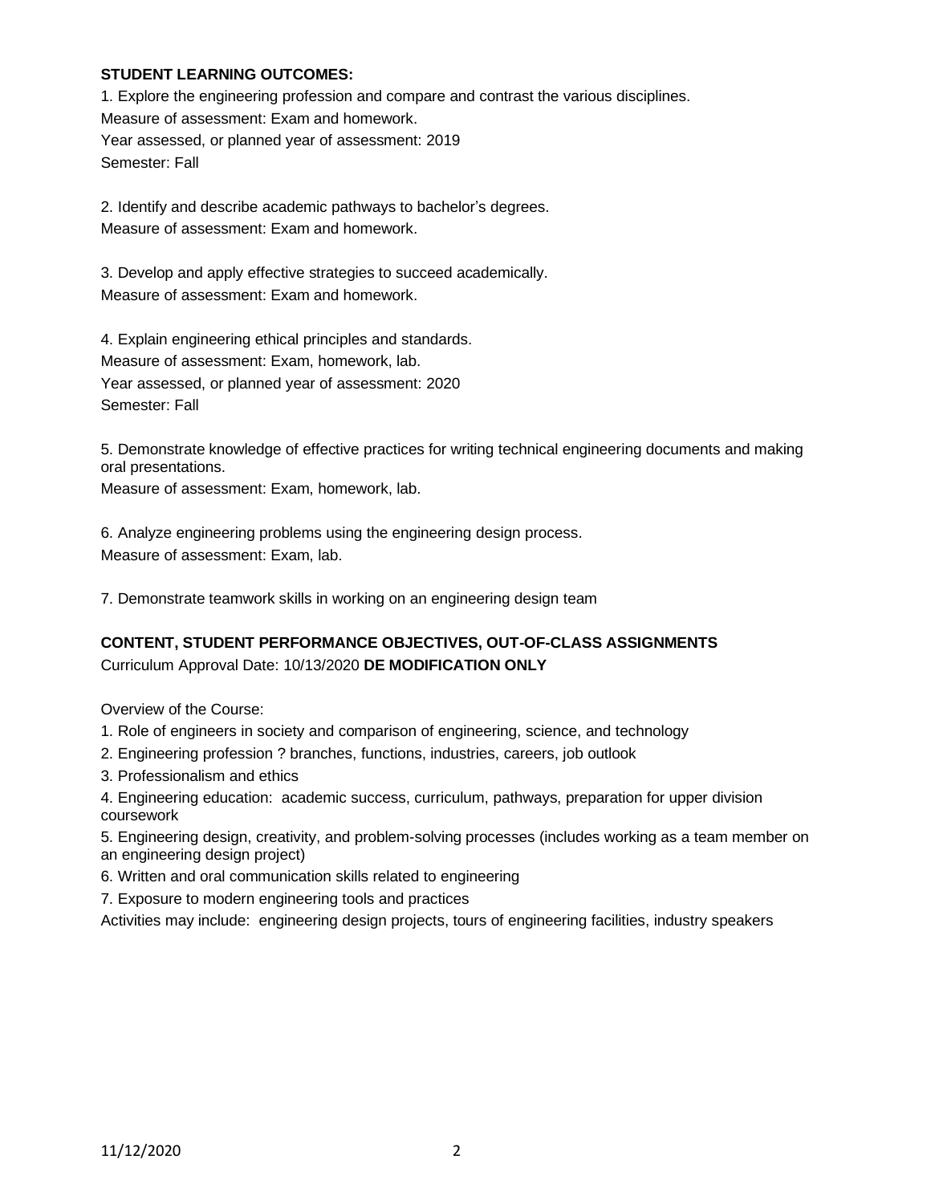**STUDENT LEARNING OUTCOMES:**

1. Explore the engineering profession and compare and contrast the various disciplines.
Measure of assessment: Exam and homework.
Year assessed, or planned year of assessment: 2019
Semester: Fall

2. Identify and describe academic pathways to bachelor's degrees.
Measure of assessment: Exam and homework.

3. Develop and apply effective strategies to succeed academically.
Measure of assessment: Exam and homework.

4. Explain engineering ethical principles and standards.
Measure of assessment: Exam, homework, lab.
Year assessed, or planned year of assessment: 2020
Semester: Fall

5. Demonstrate knowledge of effective practices for writing technical engineering documents and making oral presentations.
Measure of assessment: Exam, homework, lab.

6. Analyze engineering problems using the engineering design process.
Measure of assessment: Exam, lab.

7. Demonstrate teamwork skills in working on an engineering design team

**CONTENT, STUDENT PERFORMANCE OBJECTIVES, OUT-OF-CLASS ASSIGNMENTS**

Curriculum Approval Date: 10/13/2020 **DE MODIFICATION ONLY**

Overview of the Course:

1. Role of engineers in society and comparison of engineering, science, and technology
2. Engineering profession ? branches, functions, industries, careers, job outlook
3. Professionalism and ethics
4. Engineering education: academic success, curriculum, pathways, preparation for upper division coursework
5. Engineering design, creativity, and problem-solving processes (includes working as a team member on an engineering design project)
6. Written and oral communication skills related to engineering
7. Exposure to modern engineering tools and practices

Activities may include: engineering design projects, tours of engineering facilities, industry speakers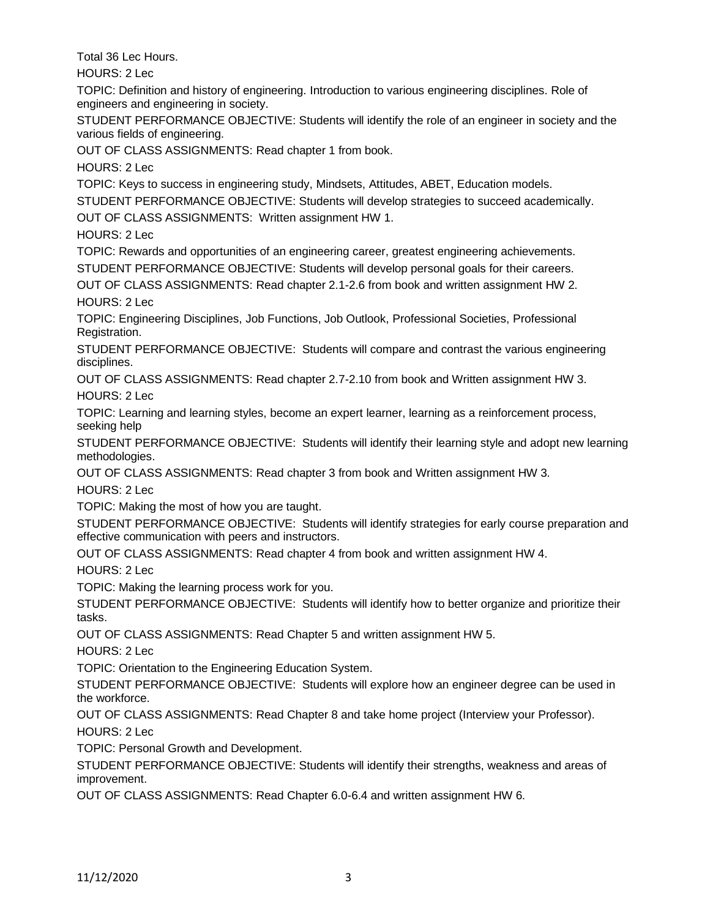Total 36 Lec Hours.

HOURS: 2 Lec

TOPIC: Definition and history of engineering. Introduction to various engineering disciplines. Role of engineers and engineering in society.

STUDENT PERFORMANCE OBJECTIVE: Students will identify the role of an engineer in society and the various fields of engineering.

OUT OF CLASS ASSIGNMENTS: Read chapter 1 from book.

HOURS: 2 Lec

TOPIC: Keys to success in engineering study, Mindsets, Attitudes, ABET, Education models.

STUDENT PERFORMANCE OBJECTIVE: Students will develop strategies to succeed academically.

OUT OF CLASS ASSIGNMENTS: Written assignment HW 1.

HOURS: 2 Lec

TOPIC: Rewards and opportunities of an engineering career, greatest engineering achievements.

STUDENT PERFORMANCE OBJECTIVE: Students will develop personal goals for their careers.

OUT OF CLASS ASSIGNMENTS: Read chapter 2.1-2.6 from book and written assignment HW 2.

HOURS: 2 Lec

TOPIC: Engineering Disciplines, Job Functions, Job Outlook, Professional Societies, Professional Registration.

STUDENT PERFORMANCE OBJECTIVE: Students will compare and contrast the various engineering disciplines.

OUT OF CLASS ASSIGNMENTS: Read chapter 2.7-2.10 from book and Written assignment HW 3.

HOURS: 2 Lec

TOPIC: Learning and learning styles, become an expert learner, learning as a reinforcement process, seeking help

STUDENT PERFORMANCE OBJECTIVE: Students will identify their learning style and adopt new learning methodologies.

OUT OF CLASS ASSIGNMENTS: Read chapter 3 from book and Written assignment HW 3.

HOURS: 2 Lec

TOPIC: Making the most of how you are taught.

STUDENT PERFORMANCE OBJECTIVE: Students will identify strategies for early course preparation and effective communication with peers and instructors.

OUT OF CLASS ASSIGNMENTS: Read chapter 4 from book and written assignment HW 4.

HOURS: 2 Lec

TOPIC: Making the learning process work for you.

STUDENT PERFORMANCE OBJECTIVE: Students will identify how to better organize and prioritize their tasks.

OUT OF CLASS ASSIGNMENTS: Read Chapter 5 and written assignment HW 5.

HOURS: 2 Lec

TOPIC: Orientation to the Engineering Education System.

STUDENT PERFORMANCE OBJECTIVE: Students will explore how an engineer degree can be used in the workforce.

OUT OF CLASS ASSIGNMENTS: Read Chapter 8 and take home project (Interview your Professor).

HOURS: 2 Lec

TOPIC: Personal Growth and Development.

STUDENT PERFORMANCE OBJECTIVE: Students will identify their strengths, weakness and areas of improvement.

OUT OF CLASS ASSIGNMENTS: Read Chapter 6.0-6.4 and written assignment HW 6.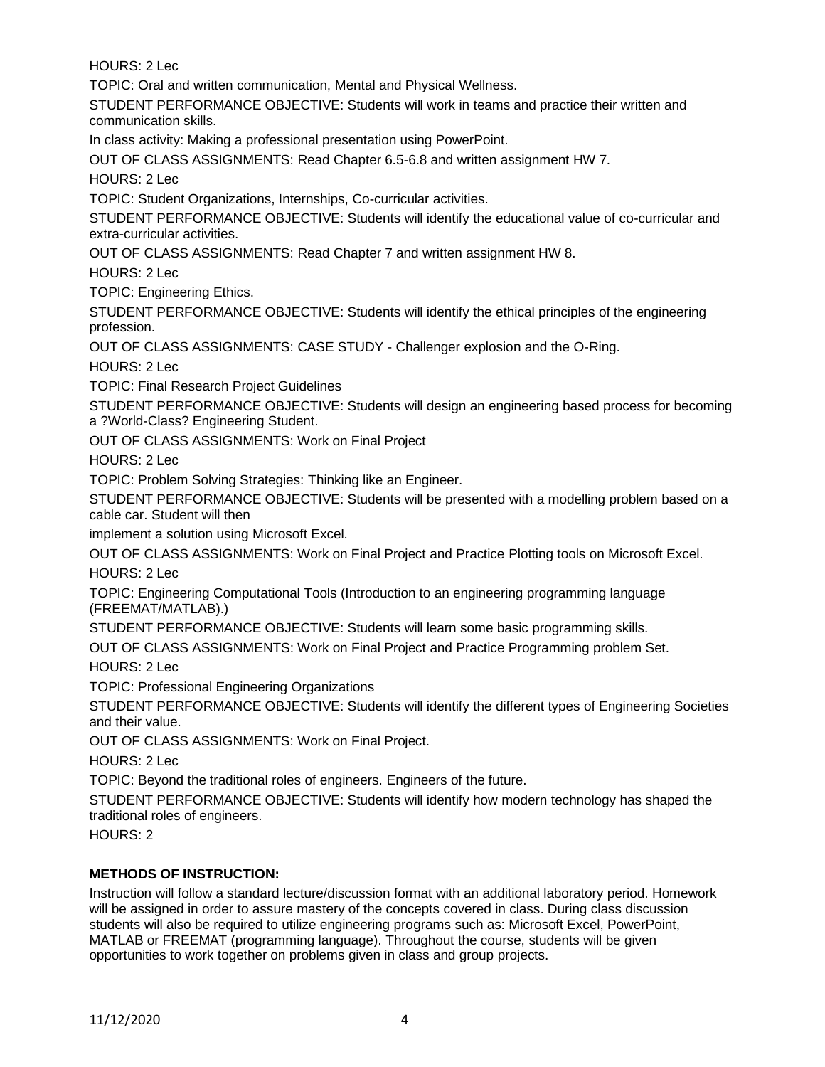HOURS: 2 Lec

TOPIC: Oral and written communication, Mental and Physical Wellness.

STUDENT PERFORMANCE OBJECTIVE: Students will work in teams and practice their written and communication skills.

In class activity: Making a professional presentation using PowerPoint.

OUT OF CLASS ASSIGNMENTS: Read Chapter 6.5-6.8 and written assignment HW 7.

HOURS: 2 Lec

TOPIC: Student Organizations, Internships, Co-curricular activities.

STUDENT PERFORMANCE OBJECTIVE: Students will identify the educational value of co-curricular and extra-curricular activities.

OUT OF CLASS ASSIGNMENTS: Read Chapter 7 and written assignment HW 8.

HOURS: 2 Lec

TOPIC: Engineering Ethics.

STUDENT PERFORMANCE OBJECTIVE: Students will identify the ethical principles of the engineering profession.

OUT OF CLASS ASSIGNMENTS: CASE STUDY - Challenger explosion and the O-Ring.

HOURS: 2 Lec

TOPIC: Final Research Project Guidelines

STUDENT PERFORMANCE OBJECTIVE: Students will design an engineering based process for becoming a ?World-Class? Engineering Student.

OUT OF CLASS ASSIGNMENTS: Work on Final Project

HOURS: 2 Lec

TOPIC: Problem Solving Strategies: Thinking like an Engineer.

STUDENT PERFORMANCE OBJECTIVE: Students will be presented with a modelling problem based on a cable car. Student will then

implement a solution using Microsoft Excel.

OUT OF CLASS ASSIGNMENTS: Work on Final Project and Practice Plotting tools on Microsoft Excel.

HOURS: 2 Lec

TOPIC: Engineering Computational Tools (Introduction to an engineering programming language (FREEMAT/MATLAB).)

STUDENT PERFORMANCE OBJECTIVE: Students will learn some basic programming skills.

OUT OF CLASS ASSIGNMENTS: Work on Final Project and Practice Programming problem Set.

HOURS: 2 Lec

TOPIC: Professional Engineering Organizations

STUDENT PERFORMANCE OBJECTIVE: Students will identify the different types of Engineering Societies and their value.

OUT OF CLASS ASSIGNMENTS: Work on Final Project.

HOURS: 2 Lec

TOPIC: Beyond the traditional roles of engineers. Engineers of the future.

STUDENT PERFORMANCE OBJECTIVE: Students will identify how modern technology has shaped the traditional roles of engineers.

HOURS: 2

**METHODS OF INSTRUCTION:**

Instruction will follow a standard lecture/discussion format with an additional laboratory period. Homework will be assigned in order to assure mastery of the concepts covered in class. During class discussion students will also be required to utilize engineering programs such as: Microsoft Excel, PowerPoint, MATLAB or FREEMAT (programming language). Throughout the course, students will be given opportunities to work together on problems given in class and group projects.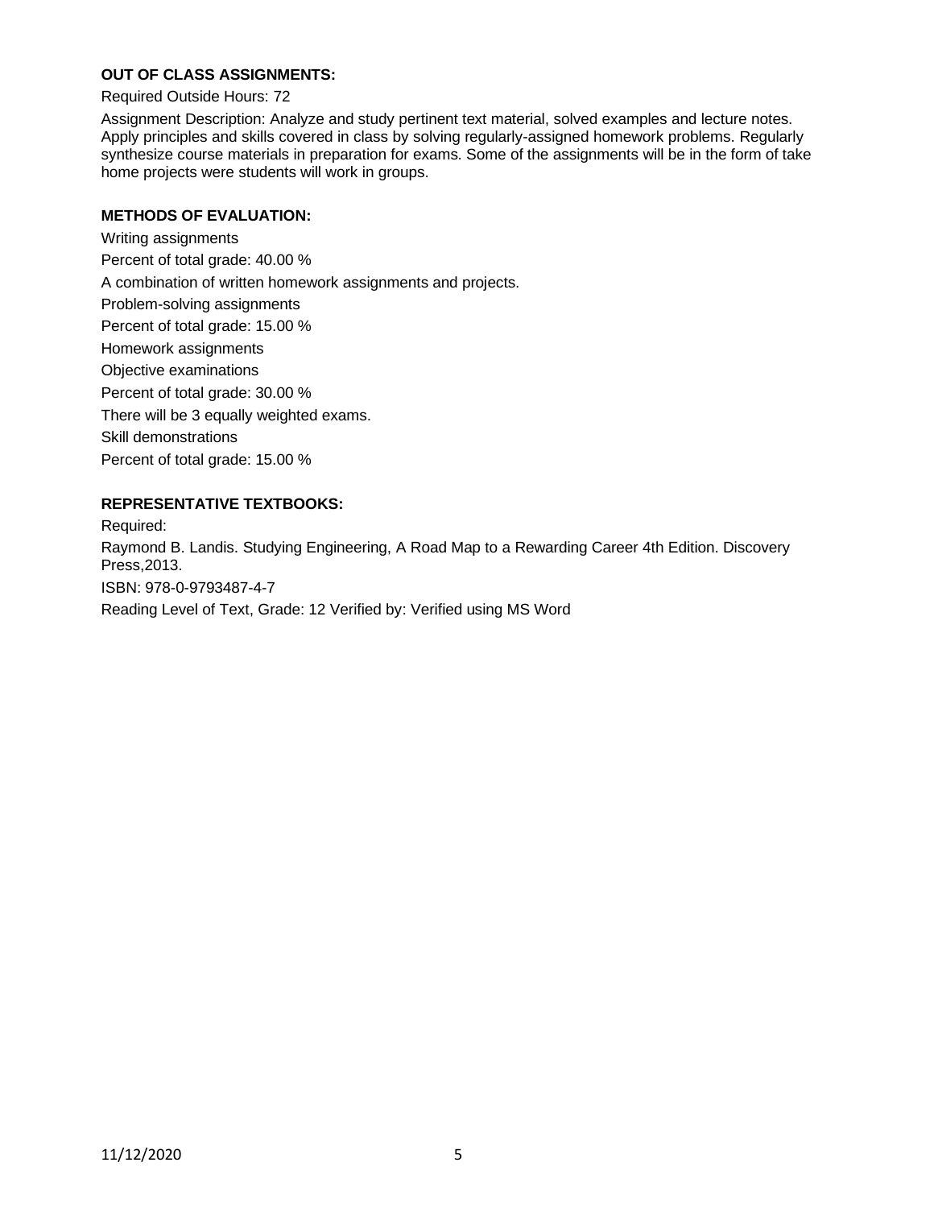**OUT OF CLASS ASSIGNMENTS:**

Required Outside Hours: 72

Assignment Description: Analyze and study pertinent text material, solved examples and lecture notes. Apply principles and skills covered in class by solving regularly-assigned homework problems. Regularly synthesize course materials in preparation for exams. Some of the assignments will be in the form of take home projects were students will work in groups.

**METHODS OF EVALUATION:**

Writing assignments

Percent of total grade: 40.00 %

A combination of written homework assignments and projects.

Problem-solving assignments

Percent of total grade: 15.00 %

Homework assignments

Objective examinations

Percent of total grade: 30.00 %

There will be 3 equally weighted exams.

Skill demonstrations

Percent of total grade: 15.00 %

**REPRESENTATIVE TEXTBOOKS:**

Required:

Raymond B. Landis. Studying Engineering, A Road Map to a Rewarding Career 4th Edition. Discovery Press,2013.

ISBN: 978-0-9793487-4-7

Reading Level of Text, Grade: 12 Verified by: Verified using MS Word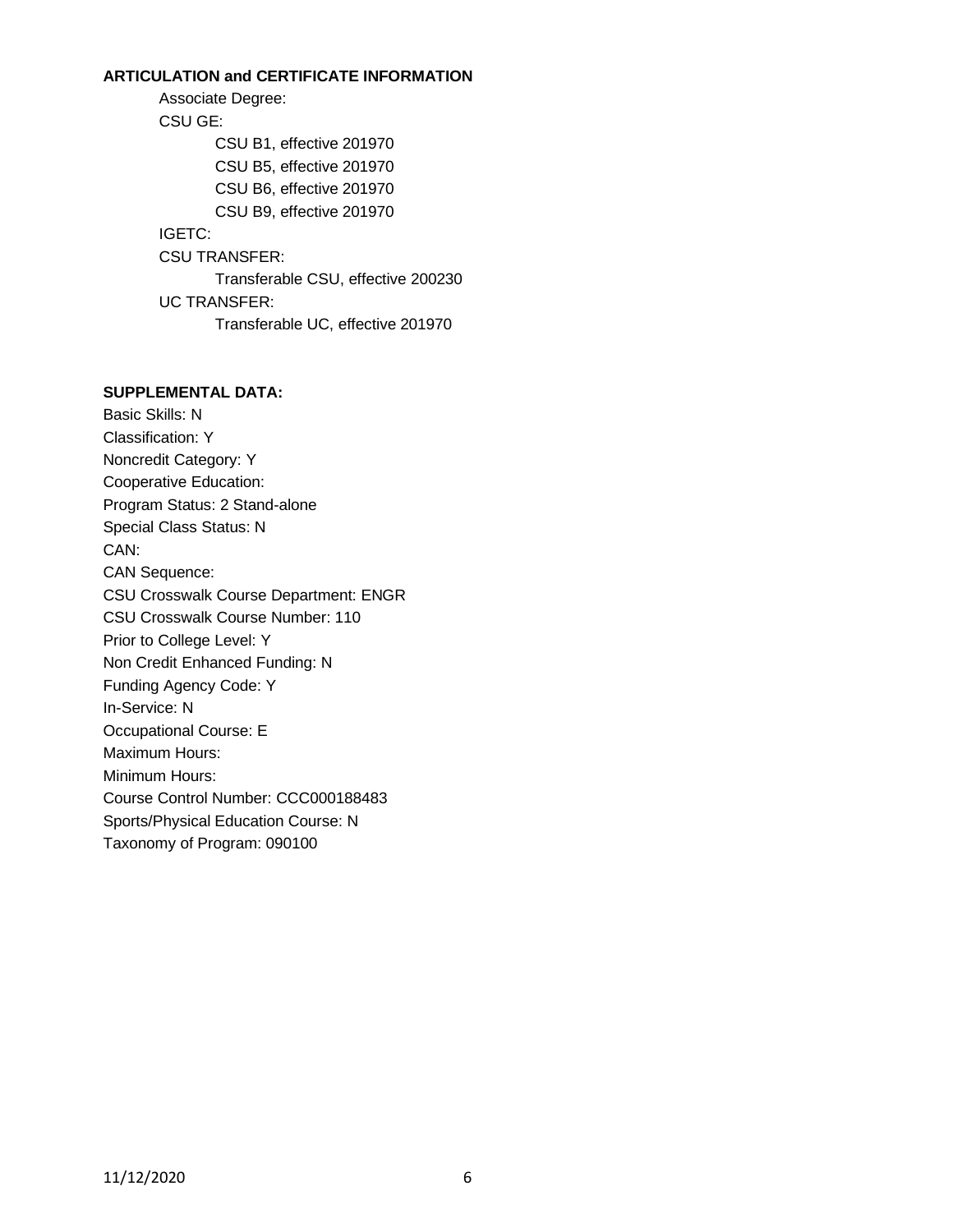**ARTICULATION and CERTIFICATE INFORMATION**

Associate Degree:

CSU GE:

- CSU B1, effective 201970
- CSU B5, effective 201970
- CSU B6, effective 201970
- CSU B9, effective 201970

IGETC:

CSU TRANSFER:

- Transferable CSU, effective 200230

UC TRANSFER:

- Transferable UC, effective 201970

**SUPPLEMENTAL DATA:**

Basic Skills: N
Classification: Y
Noncredit Category: Y
Cooperative Education:
Program Status: 2 Stand-alone
Special Class Status: N
CAN:
CAN Sequence:
CSU Crosswalk Course Department: ENGR
CSU Crosswalk Course Number: 110
Prior to College Level: Y
Non Credit Enhanced Funding: N
Funding Agency Code: Y
In-Service: N
Occupational Course: E
Maximum Hours:
Minimum Hours:
Course Control Number: CCC000188483
Sports/Physical Education Course: N
Taxonomy of Program: 090100